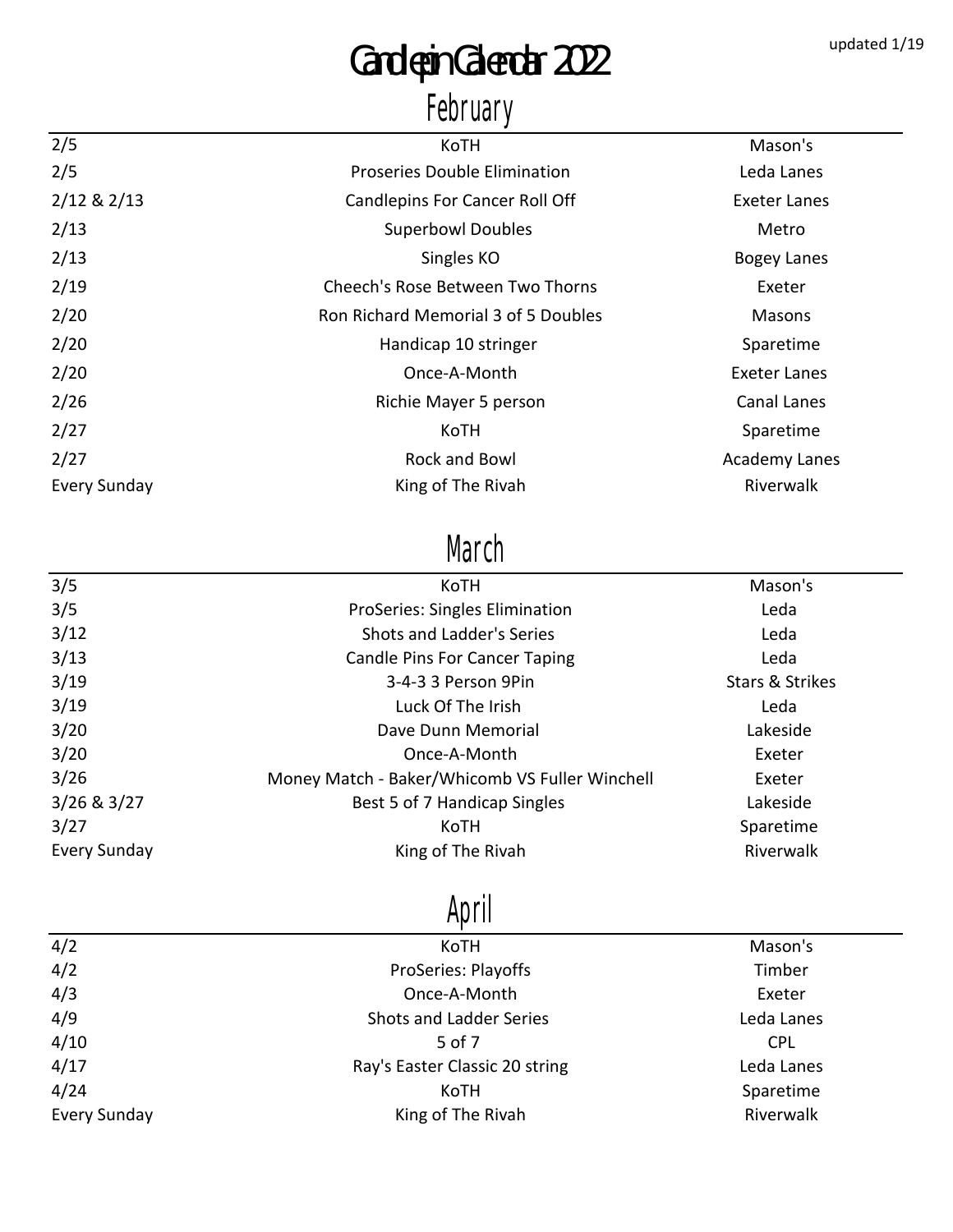updated 1/19

# Candlepin Calendar 2022

## February

| | | |
|---|---|---|
| 2/5 | KoTH | Mason's |
| 2/5 | Proseries Double Elimination | Leda Lanes |
| 2/12 & 2/13 | Candlepins For Cancer Roll Off | Exeter Lanes |
| 2/13 | Superbowl Doubles | Metro |
| 2/13 | Singles KO | Bogey Lanes |
| 2/19 | Cheech's Rose Between Two Thorns | Exeter |
| 2/20 | Ron Richard Memorial 3 of 5 Doubles | Masons |
| 2/20 | Handicap 10 stringer | Sparetime |
| 2/20 | Once-A-Month | Exeter Lanes |
| 2/26 | Richie Mayer 5 person | Canal Lanes |
| 2/27 | KoTH | Sparetime |
| 2/27 | Rock and Bowl | Academy Lanes |
| Every Sunday | King of The Rivah | Riverwalk |

## March

| | | |
|---|---|---|
| 3/5 | KoTH | Mason's |
| 3/5 | ProSeries: Singles Elimination | Leda |
| 3/12 | Shots and Ladder's Series | Leda |
| 3/13 | Candle Pins For Cancer Taping | Leda |
| 3/19 | 3-4-3 3 Person 9Pin | Stars & Strikes |
| 3/19 | Luck Of The Irish | Leda |
| 3/20 | Dave Dunn Memorial | Lakeside |
| 3/20 | Once-A-Month | Exeter |
| 3/26 | Money Match - Baker/Whicomb VS Fuller Winchell | Exeter |
| 3/26 & 3/27 | Best 5 of 7 Handicap Singles | Lakeside |
| 3/27 | KoTH | Sparetime |
| Every Sunday | King of The Rivah | Riverwalk |

## April

| | | |
|---|---|---|
| 4/2 | KoTH | Mason's |
| 4/2 | ProSeries: Playoffs | Timber |
| 4/3 | Once-A-Month | Exeter |
| 4/9 | Shots and Ladder Series | Leda Lanes |
| 4/10 | 5 of 7 | CPL |
| 4/17 | Ray's Easter Classic 20 string | Leda Lanes |
| 4/24 | KoTH | Sparetime |
| Every Sunday | King of The Rivah | Riverwalk |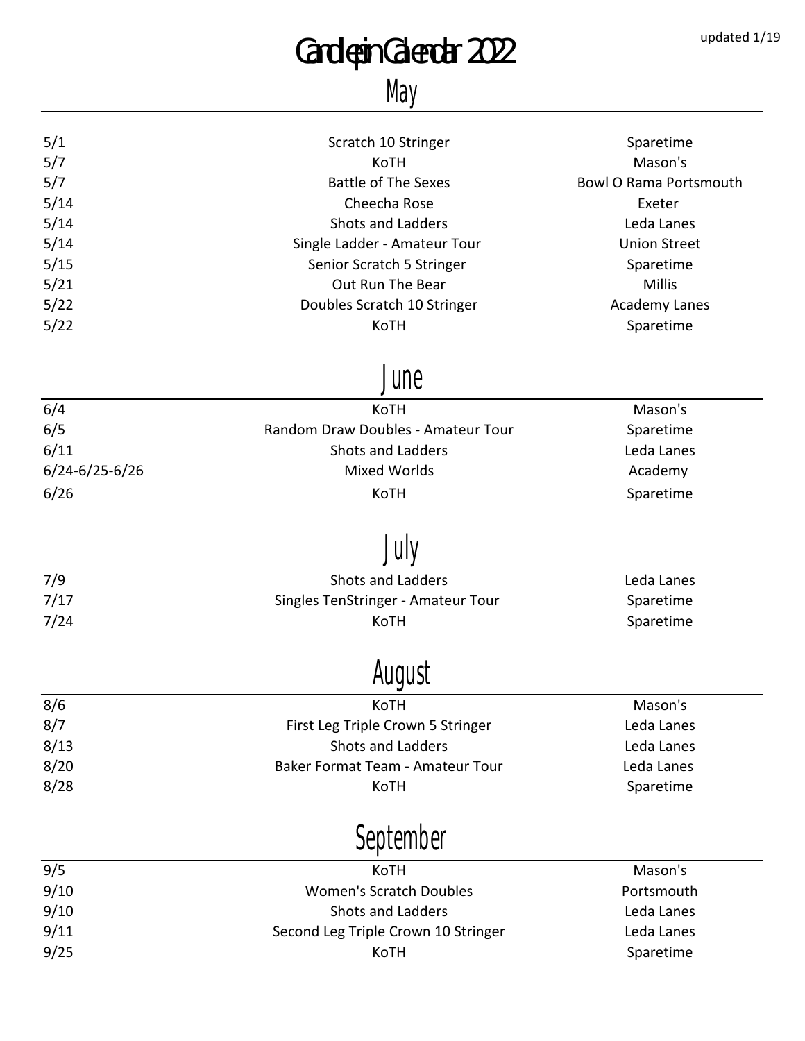# Candlepin Calendar 2022

updated 1/19

## May

| | | |
|---|---|---|
| 5/1 | Scratch 10 Stringer | Sparetime |
| 5/7 | KoTH | Mason's |
| 5/7 | Battle of The Sexes | Bowl O Rama Portsmouth |
| 5/14 | Cheecha Rose | Exeter |
| 5/14 | Shots and Ladders | Leda Lanes |
| 5/14 | Single Ladder - Amateur Tour | Union Street |
| 5/15 | Senior Scratch 5 Stringer | Sparetime |
| 5/21 | Out Run The Bear | Millis |
| 5/22 | Doubles Scratch 10 Stringer | Academy Lanes |
| 5/22 | KoTH | Sparetime |

## June

| | | |
|---|---|---|
| 6/4 | KoTH | Mason's |
| 6/5 | Random Draw Doubles - Amateur Tour | Sparetime |
| 6/11 | Shots and Ladders | Leda Lanes |
| 6/24-6/25-6/26 | Mixed Worlds | Academy |
| 6/26 | KoTH | Sparetime |

## July

| | | |
|---|---|---|
| 7/9 | Shots and Ladders | Leda Lanes |
| 7/17 | Singles TenStringer - Amateur Tour | Sparetime |
| 7/24 | KoTH | Sparetime |

## August

| | | |
|---|---|---|
| 8/6 | KoTH | Mason's |
| 8/7 | First Leg Triple Crown 5 Stringer | Leda Lanes |
| 8/13 | Shots and Ladders | Leda Lanes |
| 8/20 | Baker Format Team - Amateur Tour | Leda Lanes |
| 8/28 | KoTH | Sparetime |

## September

| | | |
|---|---|---|
| 9/5 | KoTH | Mason's |
| 9/10 | Women's Scratch Doubles | Portsmouth |
| 9/10 | Shots and Ladders | Leda Lanes |
| 9/11 | Second Leg Triple Crown 10 Stringer | Leda Lanes |
| 9/25 | KoTH | Sparetime |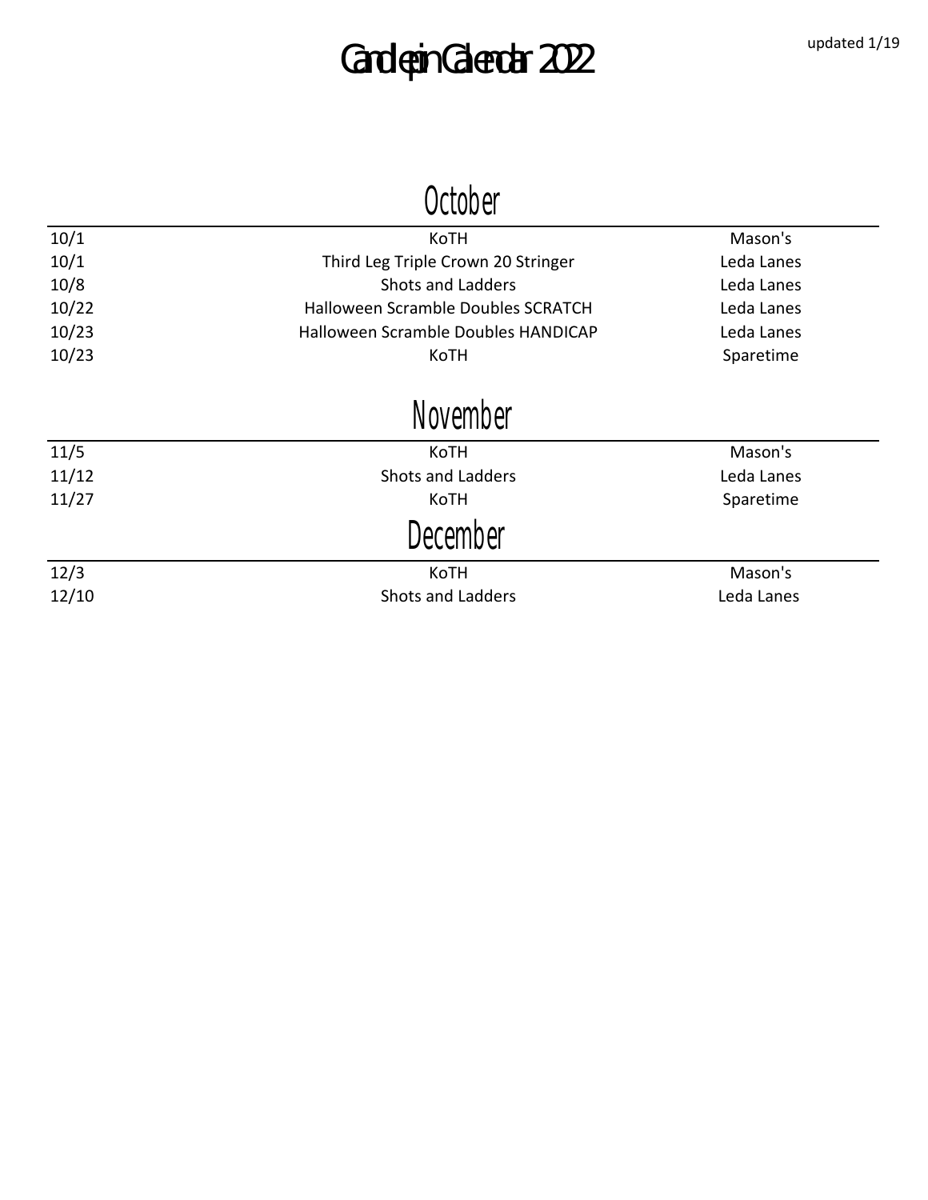# Candlepin Calendar 2022

updated 1/19

## October

| | | |
|---|---|---|
| 10/1 | KoTH | Mason's |
| 10/1 | Third Leg Triple Crown 20 Stringer | Leda Lanes |
| 10/8 | Shots and Ladders | Leda Lanes |
| 10/22 | Halloween Scramble Doubles SCRATCH | Leda Lanes |
| 10/23 | Halloween Scramble Doubles HANDICAP | Leda Lanes |
| 10/23 | KoTH | Sparetime |

## November

| | | |
|---|---|---|
| 11/5 | KoTH | Mason's |
| 11/12 | Shots and Ladders | Leda Lanes |
| 11/27 | KoTH | Sparetime |

## December

| | | |
|---|---|---|
| 12/3 | KoTH | Mason's |
| 12/10 | Shots and Ladders | Leda Lanes |